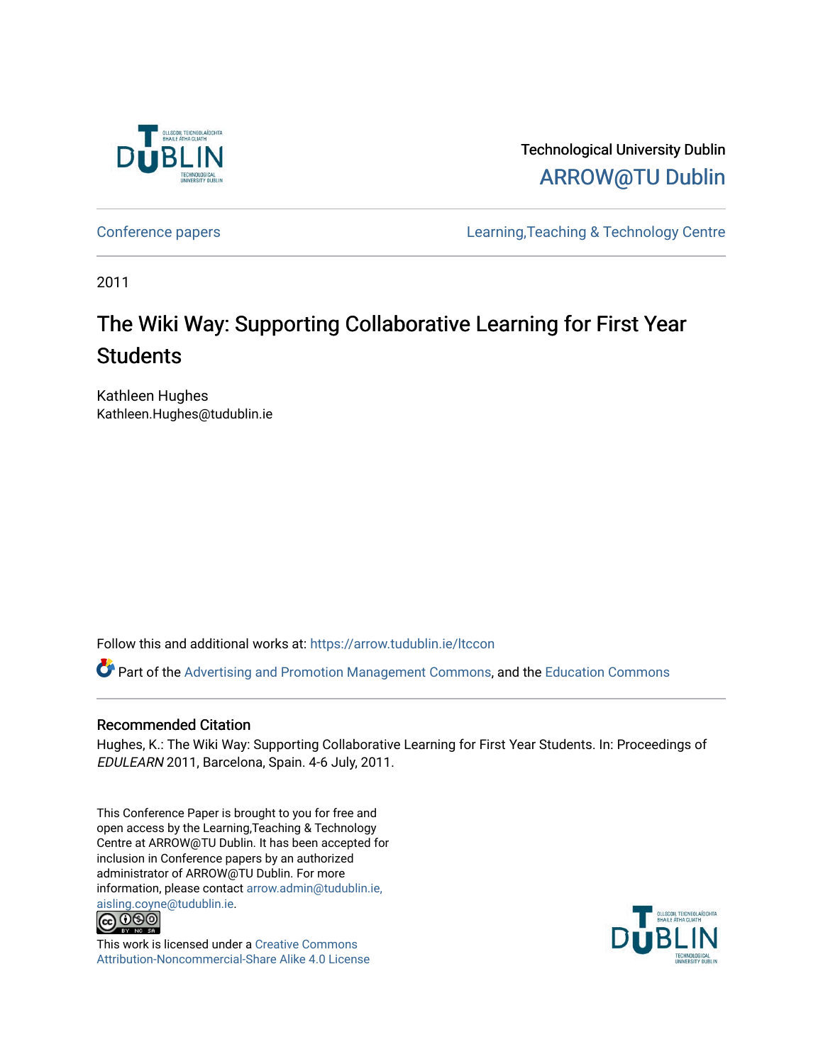Technological University Dublin
ARROW@TU Dublin

Conference papers | Learning,Teaching & Technology Centre

2011

# The Wiki Way: Supporting Collaborative Learning for First Year Students

Kathleen Hughes
Kathleen.Hughes@tudublin.ie

Follow this and additional works at: https://arrow.tudublin.ie/ltccon

Part of the Advertising and Promotion Management Commons, and the Education Commons

## Recommended Citation

Hughes, K.: The Wiki Way: Supporting Collaborative Learning for First Year Students. In: Proceedings of *EDULEARN* 2011, Barcelona, Spain. 4-6 July, 2011.

This Conference Paper is brought to you for free and open access by the Learning,Teaching & Technology Centre at ARROW@TU Dublin. It has been accepted for inclusion in Conference papers by an authorized administrator of ARROW@TU Dublin. For more information, please contact arrow.admin@tudublin.ie, aisling.coyne@tudublin.ie.

This work is licensed under a Creative Commons Attribution-Noncommercial-Share Alike 4.0 License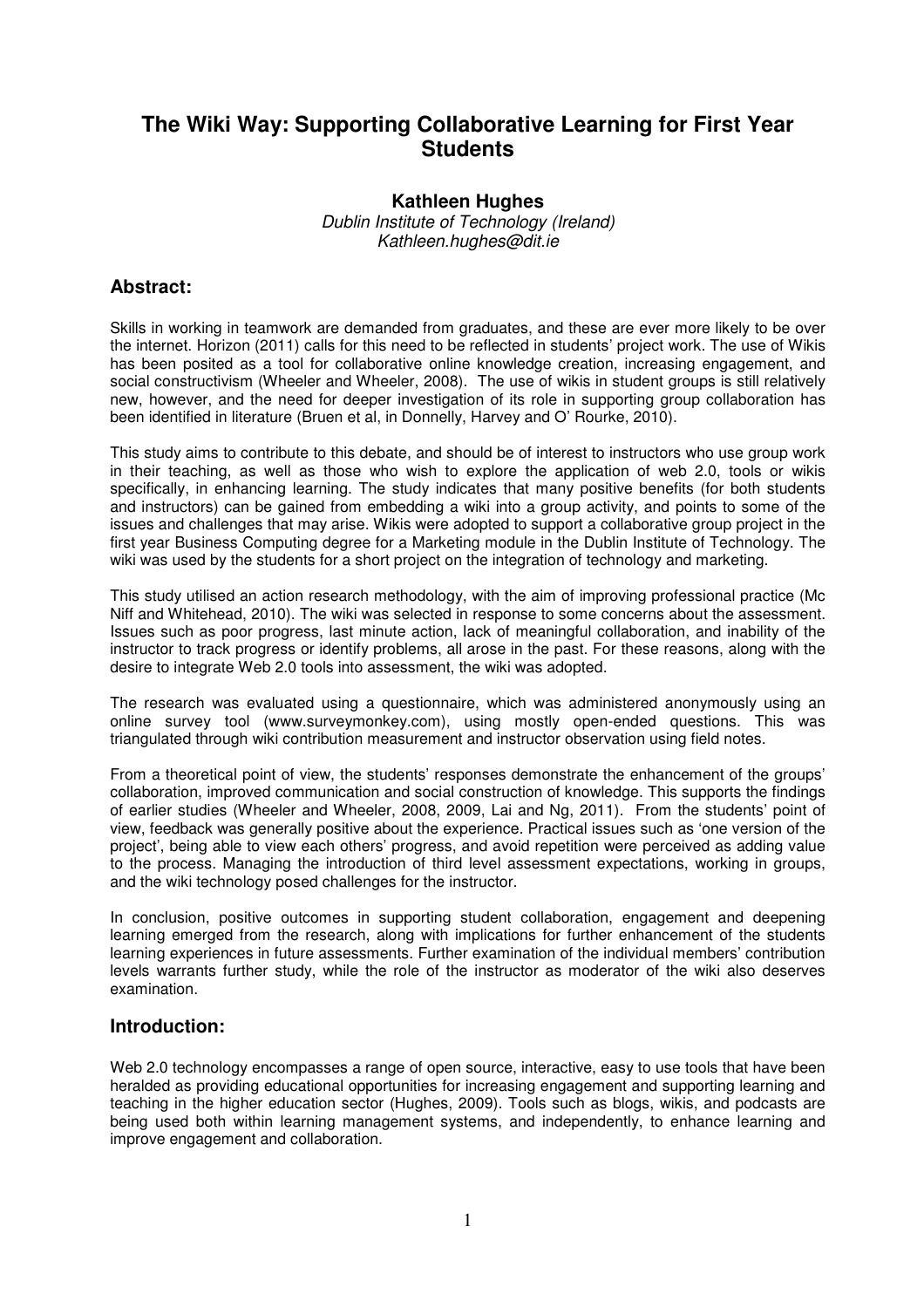# The Wiki Way: Supporting Collaborative Learning for First Year Students

**Kathleen Hughes**
*Dublin Institute of Technology (Ireland)*
*Kathleen.hughes@dit.ie*

## Abstract:

Skills in working in teamwork are demanded from graduates, and these are ever more likely to be over the internet. Horizon (2011) calls for this need to be reflected in students' project work. The use of Wikis has been posited as a tool for collaborative online knowledge creation, increasing engagement, and social constructivism (Wheeler and Wheeler, 2008). The use of wikis in student groups is still relatively new, however, and the need for deeper investigation of its role in supporting group collaboration has been identified in literature (Bruen et al, in Donnelly, Harvey and O' Rourke, 2010).

This study aims to contribute to this debate, and should be of interest to instructors who use group work in their teaching, as well as those who wish to explore the application of web 2.0, tools or wikis specifically, in enhancing learning. The study indicates that many positive benefits (for both students and instructors) can be gained from embedding a wiki into a group activity, and points to some of the issues and challenges that may arise. Wikis were adopted to support a collaborative group project in the first year Business Computing degree for a Marketing module in the Dublin Institute of Technology. The wiki was used by the students for a short project on the integration of technology and marketing.

This study utilised an action research methodology, with the aim of improving professional practice (Mc Niff and Whitehead, 2010). The wiki was selected in response to some concerns about the assessment. Issues such as poor progress, last minute action, lack of meaningful collaboration, and inability of the instructor to track progress or identify problems, all arose in the past. For these reasons, along with the desire to integrate Web 2.0 tools into assessment, the wiki was adopted.

The research was evaluated using a questionnaire, which was administered anonymously using an online survey tool (www.surveymonkey.com), using mostly open-ended questions. This was triangulated through wiki contribution measurement and instructor observation using field notes.

From a theoretical point of view, the students' responses demonstrate the enhancement of the groups' collaboration, improved communication and social construction of knowledge. This supports the findings of earlier studies (Wheeler and Wheeler, 2008, 2009, Lai and Ng, 2011). From the students' point of view, feedback was generally positive about the experience. Practical issues such as 'one version of the project', being able to view each others' progress, and avoid repetition were perceived as adding value to the process. Managing the introduction of third level assessment expectations, working in groups, and the wiki technology posed challenges for the instructor.

In conclusion, positive outcomes in supporting student collaboration, engagement and deepening learning emerged from the research, along with implications for further enhancement of the students learning experiences in future assessments. Further examination of the individual members' contribution levels warrants further study, while the role of the instructor as moderator of the wiki also deserves examination.

## Introduction:

Web 2.0 technology encompasses a range of open source, interactive, easy to use tools that have been heralded as providing educational opportunities for increasing engagement and supporting learning and teaching in the higher education sector (Hughes, 2009). Tools such as blogs, wikis, and podcasts are being used both within learning management systems, and independently, to enhance learning and improve engagement and collaboration.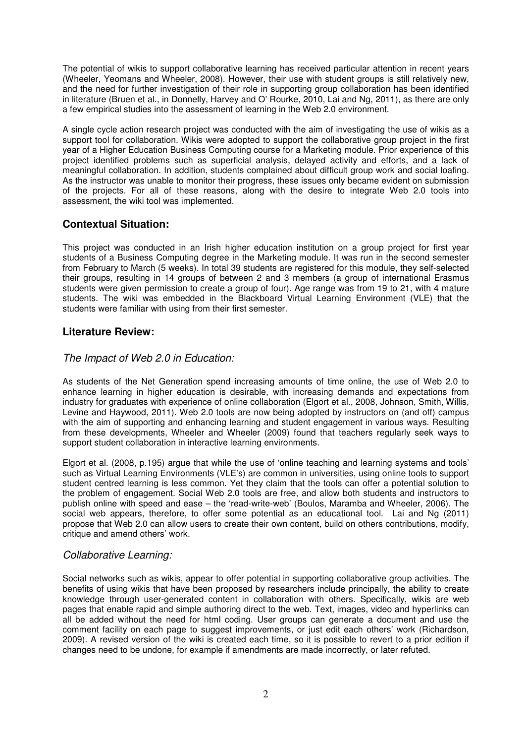The potential of wikis to support collaborative learning has received particular attention in recent years (Wheeler, Yeomans and Wheeler, 2008). However, their use with student groups is still relatively new, and the need for further investigation of their role in supporting group collaboration has been identified in literature (Bruen et al., in Donnelly, Harvey and O' Rourke, 2010, Lai and Ng, 2011), as there are only a few empirical studies into the assessment of learning in the Web 2.0 environment.

A single cycle action research project was conducted with the aim of investigating the use of wikis as a support tool for collaboration. Wikis were adopted to support the collaborative group project in the first year of a Higher Education Business Computing course for a Marketing module. Prior experience of this project identified problems such as superficial analysis, delayed activity and efforts, and a lack of meaningful collaboration. In addition, students complained about difficult group work and social loafing. As the instructor was unable to monitor their progress, these issues only became evident on submission of the projects. For all of these reasons, along with the desire to integrate Web 2.0 tools into assessment, the wiki tool was implemented.

## Contextual Situation:

This project was conducted in an Irish higher education institution on a group project for first year students of a Business Computing degree in the Marketing module. It was run in the second semester from February to March (5 weeks). In total 39 students are registered for this module, they self-selected their groups, resulting in 14 groups of between 2 and 3 members (a group of international Erasmus students were given permission to create a group of four). Age range was from 19 to 21, with 4 mature students. The wiki was embedded in the Blackboard Virtual Learning Environment (VLE) that the students were familiar with using from their first semester.

## Literature Review:

### *The Impact of Web 2.0 in Education:*

As students of the Net Generation spend increasing amounts of time online, the use of Web 2.0 to enhance learning in higher education is desirable, with increasing demands and expectations from industry for graduates with experience of online collaboration (Elgort et al., 2008, Johnson, Smith, Willis, Levine and Haywood, 2011). Web 2.0 tools are now being adopted by instructors on (and off) campus with the aim of supporting and enhancing learning and student engagement in various ways. Resulting from these developments, Wheeler and Wheeler (2009) found that teachers regularly seek ways to support student collaboration in interactive learning environments.

Elgort et al. (2008, p.195) argue that while the use of 'online teaching and learning systems and tools' such as Virtual Learning Environments (VLE's) are common in universities, using online tools to support student centred learning is less common. Yet they claim that the tools can offer a potential solution to the problem of engagement. Social Web 2.0 tools are free, and allow both students and instructors to publish online with speed and ease – the 'read-write-web' (Boulos, Maramba and Wheeler, 2006). The social web appears, therefore, to offer some potential as an educational tool. Lai and Ng (2011) propose that Web 2.0 can allow users to create their own content, build on others contributions, modify, critique and amend others' work.

### *Collaborative Learning:*

Social networks such as wikis, appear to offer potential in supporting collaborative group activities. The benefits of using wikis that have been proposed by researchers include principally, the ability to create knowledge through user-generated content in collaboration with others. Specifically, wikis are web pages that enable rapid and simple authoring direct to the web. Text, images, video and hyperlinks can all be added without the need for html coding. User groups can generate a document and use the comment facility on each page to suggest improvements, or just edit each others' work (Richardson, 2009). A revised version of the wiki is created each time, so it is possible to revert to a prior edition if changes need to be undone, for example if amendments are made incorrectly, or later refuted.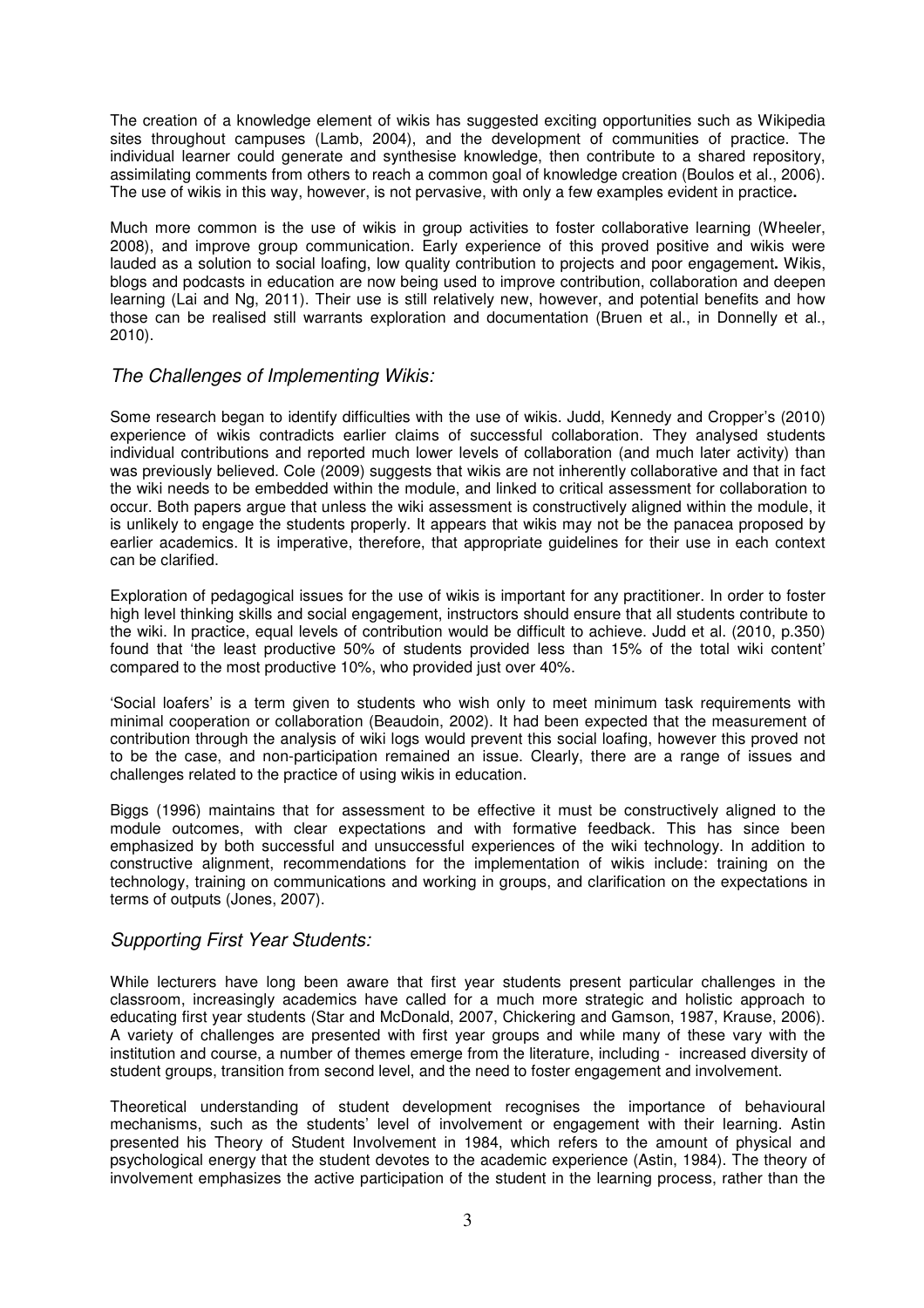The creation of a knowledge element of wikis has suggested exciting opportunities such as Wikipedia sites throughout campuses (Lamb, 2004), and the development of communities of practice. The individual learner could generate and synthesise knowledge, then contribute to a shared repository, assimilating comments from others to reach a common goal of knowledge creation (Boulos et al., 2006). The use of wikis in this way, however, is not pervasive, with only a few examples evident in practice**.**

Much more common is the use of wikis in group activities to foster collaborative learning (Wheeler, 2008), and improve group communication. Early experience of this proved positive and wikis were lauded as a solution to social loafing, low quality contribution to projects and poor engagement**.** Wikis, blogs and podcasts in education are now being used to improve contribution, collaboration and deepen learning (Lai and Ng, 2011). Their use is still relatively new, however, and potential benefits and how those can be realised still warrants exploration and documentation (Bruen et al., in Donnelly et al., 2010).

### *The Challenges of Implementing Wikis:*

Some research began to identify difficulties with the use of wikis. Judd, Kennedy and Cropper's (2010) experience of wikis contradicts earlier claims of successful collaboration. They analysed students individual contributions and reported much lower levels of collaboration (and much later activity) than was previously believed. Cole (2009) suggests that wikis are not inherently collaborative and that in fact the wiki needs to be embedded within the module, and linked to critical assessment for collaboration to occur. Both papers argue that unless the wiki assessment is constructively aligned within the module, it is unlikely to engage the students properly. It appears that wikis may not be the panacea proposed by earlier academics. It is imperative, therefore, that appropriate guidelines for their use in each context can be clarified.

Exploration of pedagogical issues for the use of wikis is important for any practitioner. In order to foster high level thinking skills and social engagement, instructors should ensure that all students contribute to the wiki. In practice, equal levels of contribution would be difficult to achieve. Judd et al. (2010, p.350) found that 'the least productive 50% of students provided less than 15% of the total wiki content' compared to the most productive 10%, who provided just over 40%.

'Social loafers' is a term given to students who wish only to meet minimum task requirements with minimal cooperation or collaboration (Beaudoin, 2002). It had been expected that the measurement of contribution through the analysis of wiki logs would prevent this social loafing, however this proved not to be the case, and non-participation remained an issue. Clearly, there are a range of issues and challenges related to the practice of using wikis in education.

Biggs (1996) maintains that for assessment to be effective it must be constructively aligned to the module outcomes, with clear expectations and with formative feedback. This has since been emphasized by both successful and unsuccessful experiences of the wiki technology. In addition to constructive alignment, recommendations for the implementation of wikis include: training on the technology, training on communications and working in groups, and clarification on the expectations in terms of outputs (Jones, 2007).

### *Supporting First Year Students:*

While lecturers have long been aware that first year students present particular challenges in the classroom, increasingly academics have called for a much more strategic and holistic approach to educating first year students (Star and McDonald, 2007, Chickering and Gamson, 1987, Krause, 2006). A variety of challenges are presented with first year groups and while many of these vary with the institution and course, a number of themes emerge from the literature, including - increased diversity of student groups, transition from second level, and the need to foster engagement and involvement.

Theoretical understanding of student development recognises the importance of behavioural mechanisms, such as the students' level of involvement or engagement with their learning. Astin presented his Theory of Student Involvement in 1984, which refers to the amount of physical and psychological energy that the student devotes to the academic experience (Astin, 1984). The theory of involvement emphasizes the active participation of the student in the learning process, rather than the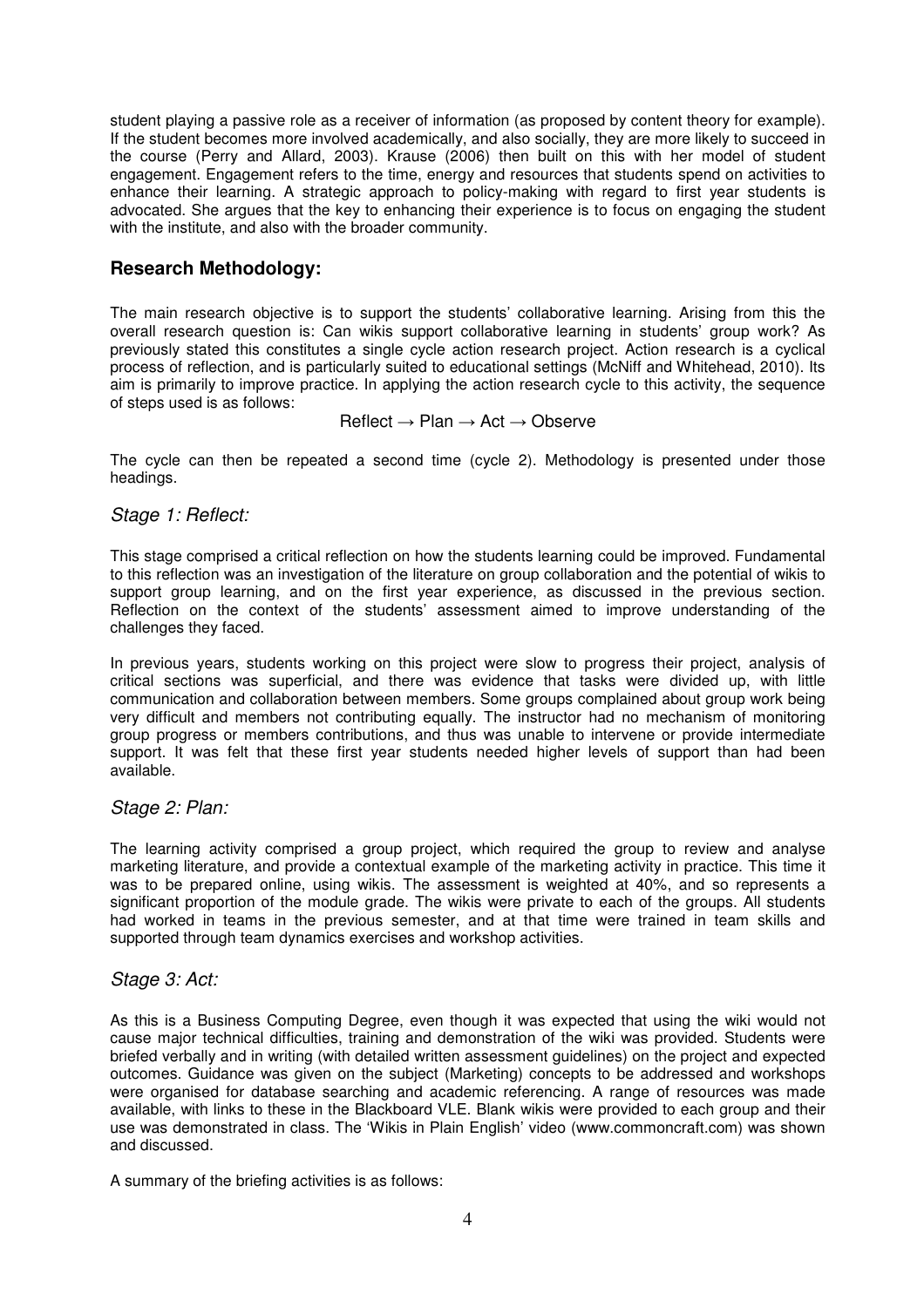student playing a passive role as a receiver of information (as proposed by content theory for example). If the student becomes more involved academically, and also socially, they are more likely to succeed in the course (Perry and Allard, 2003). Krause (2006) then built on this with her model of student engagement. Engagement refers to the time, energy and resources that students spend on activities to enhance their learning. A strategic approach to policy-making with regard to first year students is advocated. She argues that the key to enhancing their experience is to focus on engaging the student with the institute, and also with the broader community.

## Research Methodology:

The main research objective is to support the students' collaborative learning. Arising from this the overall research question is: Can wikis support collaborative learning in students' group work? As previously stated this constitutes a single cycle action research project. Action research is a cyclical process of reflection, and is particularly suited to educational settings (McNiff and Whitehead, 2010). Its aim is primarily to improve practice. In applying the action research cycle to this activity, the sequence of steps used is as follows:

Reflect → Plan → Act → Observe

The cycle can then be repeated a second time (cycle 2). Methodology is presented under those headings.

### *Stage 1: Reflect:*

This stage comprised a critical reflection on how the students learning could be improved. Fundamental to this reflection was an investigation of the literature on group collaboration and the potential of wikis to support group learning, and on the first year experience, as discussed in the previous section. Reflection on the context of the students' assessment aimed to improve understanding of the challenges they faced.

In previous years, students working on this project were slow to progress their project, analysis of critical sections was superficial, and there was evidence that tasks were divided up, with little communication and collaboration between members. Some groups complained about group work being very difficult and members not contributing equally. The instructor had no mechanism of monitoring group progress or members contributions, and thus was unable to intervene or provide intermediate support. It was felt that these first year students needed higher levels of support than had been available.

### *Stage 2: Plan:*

The learning activity comprised a group project, which required the group to review and analyse marketing literature, and provide a contextual example of the marketing activity in practice. This time it was to be prepared online, using wikis. The assessment is weighted at 40%, and so represents a significant proportion of the module grade. The wikis were private to each of the groups. All students had worked in teams in the previous semester, and at that time were trained in team skills and supported through team dynamics exercises and workshop activities.

### *Stage 3: Act:*

As this is a Business Computing Degree, even though it was expected that using the wiki would not cause major technical difficulties, training and demonstration of the wiki was provided. Students were briefed verbally and in writing (with detailed written assessment guidelines) on the project and expected outcomes. Guidance was given on the subject (Marketing) concepts to be addressed and workshops were organised for database searching and academic referencing. A range of resources was made available, with links to these in the Blackboard VLE. Blank wikis were provided to each group and their use was demonstrated in class. The 'Wikis in Plain English' video (www.commoncraft.com) was shown and discussed.

A summary of the briefing activities is as follows: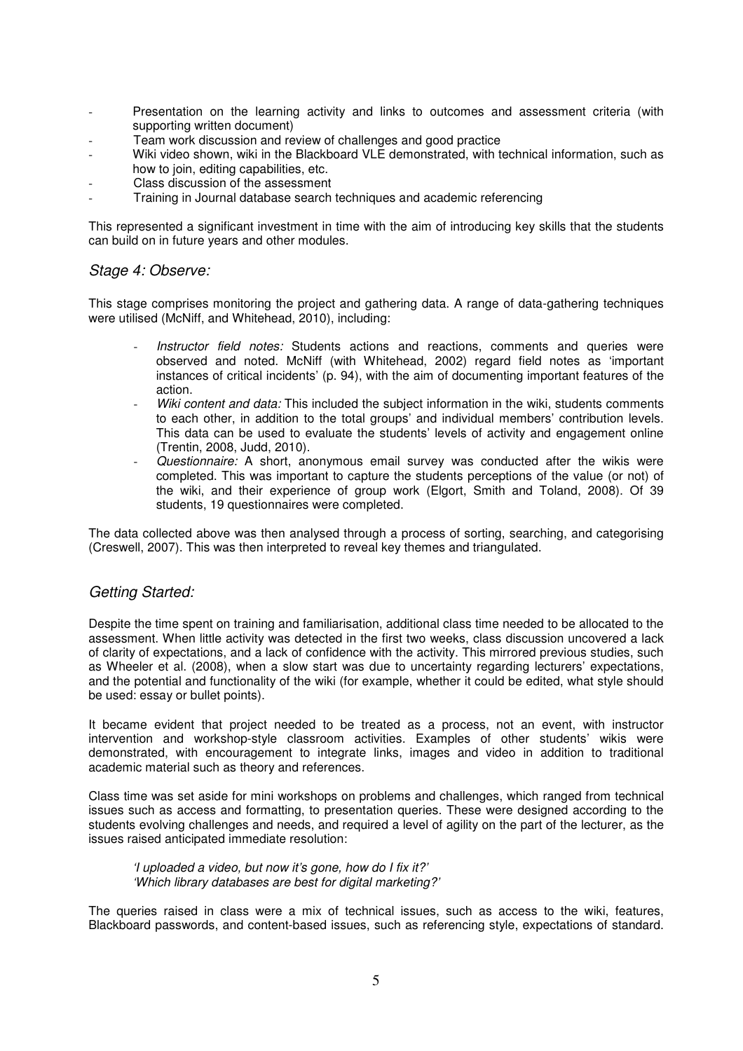- Presentation on the learning activity and links to outcomes and assessment criteria (with supporting written document)
- Team work discussion and review of challenges and good practice
- Wiki video shown, wiki in the Blackboard VLE demonstrated, with technical information, such as how to join, editing capabilities, etc.
- Class discussion of the assessment
- Training in Journal database search techniques and academic referencing

This represented a significant investment in time with the aim of introducing key skills that the students can build on in future years and other modules.

### *Stage 4: Observe:*

This stage comprises monitoring the project and gathering data. A range of data-gathering techniques were utilised (McNiff, and Whitehead, 2010), including:

- *Instructor field notes:* Students actions and reactions, comments and queries were observed and noted. McNiff (with Whitehead, 2002) regard field notes as 'important instances of critical incidents' (p. 94), with the aim of documenting important features of the action.
- *Wiki content and data:* This included the subject information in the wiki, students comments to each other, in addition to the total groups' and individual members' contribution levels. This data can be used to evaluate the students' levels of activity and engagement online (Trentin, 2008, Judd, 2010).
- *Questionnaire:* A short, anonymous email survey was conducted after the wikis were completed. This was important to capture the students perceptions of the value (or not) of the wiki, and their experience of group work (Elgort, Smith and Toland, 2008). Of 39 students, 19 questionnaires were completed.

The data collected above was then analysed through a process of sorting, searching, and categorising (Creswell, 2007). This was then interpreted to reveal key themes and triangulated.

## *Getting Started:*

Despite the time spent on training and familiarisation, additional class time needed to be allocated to the assessment. When little activity was detected in the first two weeks, class discussion uncovered a lack of clarity of expectations, and a lack of confidence with the activity. This mirrored previous studies, such as Wheeler et al. (2008), when a slow start was due to uncertainty regarding lecturers' expectations, and the potential and functionality of the wiki (for example, whether it could be edited, what style should be used: essay or bullet points).

It became evident that project needed to be treated as a process, not an event, with instructor intervention and workshop-style classroom activities. Examples of other students' wikis were demonstrated, with encouragement to integrate links, images and video in addition to traditional academic material such as theory and references.

Class time was set aside for mini workshops on problems and challenges, which ranged from technical issues such as access and formatting, to presentation queries. These were designed according to the students evolving challenges and needs, and required a level of agility on the part of the lecturer, as the issues raised anticipated immediate resolution:

> *'I uploaded a video, but now it's gone, how do I fix it?'*
> *'Which library databases are best for digital marketing?'*

The queries raised in class were a mix of technical issues, such as access to the wiki, features, Blackboard passwords, and content-based issues, such as referencing style, expectations of standard.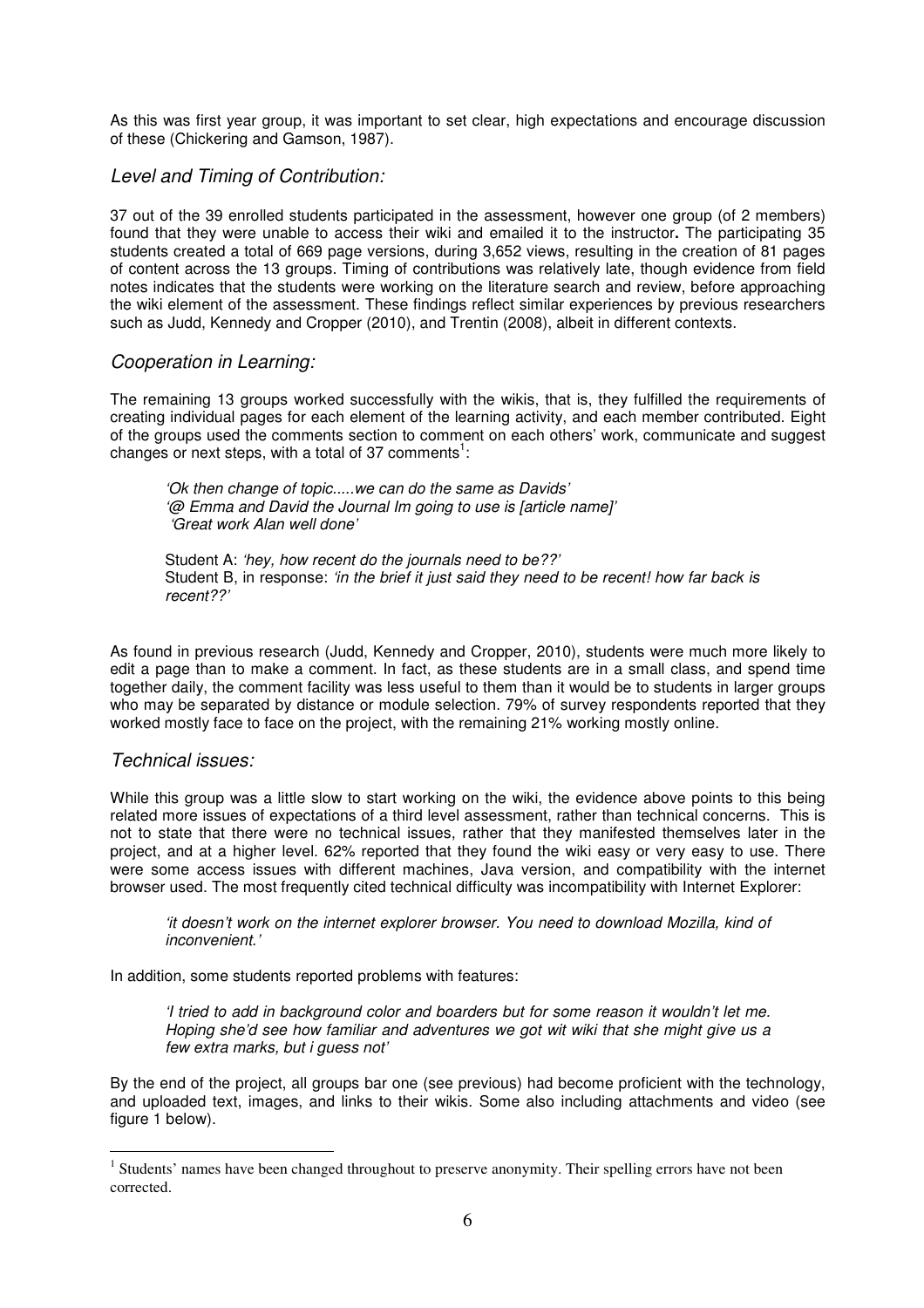As this was first year group, it was important to set clear, high expectations and encourage discussion of these (Chickering and Gamson, 1987).

## *Level and Timing of Contribution:*

37 out of the 39 enrolled students participated in the assessment, however one group (of 2 members) found that they were unable to access their wiki and emailed it to the instructor**.** The participating 35 students created a total of 669 page versions, during 3,652 views, resulting in the creation of 81 pages of content across the 13 groups. Timing of contributions was relatively late, though evidence from field notes indicates that the students were working on the literature search and review, before approaching the wiki element of the assessment. These findings reflect similar experiences by previous researchers such as Judd, Kennedy and Cropper (2010), and Trentin (2008), albeit in different contexts.

## *Cooperation in Learning:*

The remaining 13 groups worked successfully with the wikis, that is, they fulfilled the requirements of creating individual pages for each element of the learning activity, and each member contributed. Eight of the groups used the comments section to comment on each others' work, communicate and suggest changes or next steps, with a total of 37 comments[1]:

> *'Ok then change of topic.....we can do the same as Davids'*
> *'@ Emma and David the Journal Im going to use is [article name]'*
> *'Great work Alan well done'*
>
> Student A: *'hey, how recent do the journals need to be??'*
> Student B, in response: *'in the brief it just said they need to be recent! how far back is recent??'*

As found in previous research (Judd, Kennedy and Cropper, 2010), students were much more likely to edit a page than to make a comment. In fact, as these students are in a small class, and spend time together daily, the comment facility was less useful to them than it would be to students in larger groups who may be separated by distance or module selection. 79% of survey respondents reported that they worked mostly face to face on the project, with the remaining 21% working mostly online.

## *Technical issues:*

While this group was a little slow to start working on the wiki, the evidence above points to this being related more issues of expectations of a third level assessment, rather than technical concerns. This is not to state that there were no technical issues, rather that they manifested themselves later in the project, and at a higher level. 62% reported that they found the wiki easy or very easy to use. There were some access issues with different machines, Java version, and compatibility with the internet browser used. The most frequently cited technical difficulty was incompatibility with Internet Explorer:

> *'it doesn't work on the internet explorer browser. You need to download Mozilla, kind of inconvenient.'*

In addition, some students reported problems with features:

> *'I tried to add in background color and boarders but for some reason it wouldn't let me. Hoping she'd see how familiar and adventures we got wit wiki that she might give us a few extra marks, but i guess not'*

By the end of the project, all groups bar one (see previous) had become proficient with the technology, and uploaded text, images, and links to their wikis. Some also including attachments and video (see figure 1 below).

[1] Students' names have been changed throughout to preserve anonymity. Their spelling errors have not been corrected.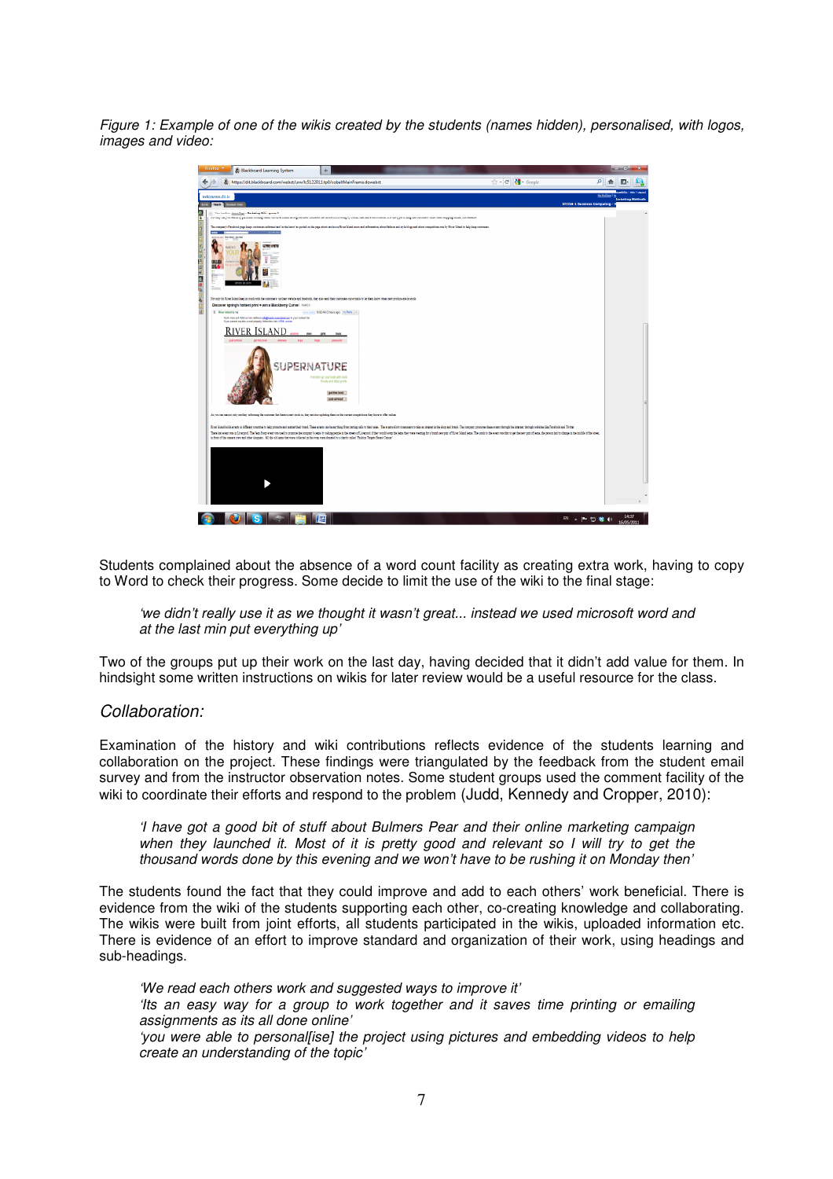*Figure 1: Example of one of the wikis created by the students (names hidden), personalised, with logos, images and video:*

Students complained about the absence of a word count facility as creating extra work, having to copy to Word to check their progress. Some decide to limit the use of the wiki to the final stage:

> *'we didn't really use it as we thought it wasn't great... instead we used microsoft word and at the last min put everything up'*

Two of the groups put up their work on the last day, having decided that it didn't add value for them. In hindsight some written instructions on wikis for later review would be a useful resource for the class.

## *Collaboration:*

Examination of the history and wiki contributions reflects evidence of the students learning and collaboration on the project. These findings were triangulated by the feedback from the student email survey and from the instructor observation notes. Some student groups used the comment facility of the wiki to coordinate their efforts and respond to the problem (Judd, Kennedy and Cropper, 2010):

> *'I have got a good bit of stuff about Bulmers Pear and their online marketing campaign when they launched it. Most of it is pretty good and relevant so I will try to get the thousand words done by this evening and we won't have to be rushing it on Monday then'*

The students found the fact that they could improve and add to each others' work beneficial. There is evidence from the wiki of the students supporting each other, co-creating knowledge and collaborating. The wikis were built from joint efforts, all students participated in the wikis, uploaded information etc. There is evidence of an effort to improve standard and organization of their work, using headings and sub-headings.

> *'We read each others work and suggested ways to improve it'*
> *'Its an easy way for a group to work together and it saves time printing or emailing assignments as its all done online'*
> *'you were able to personal[ise] the project using pictures and embedding videos to help create an understanding of the topic'*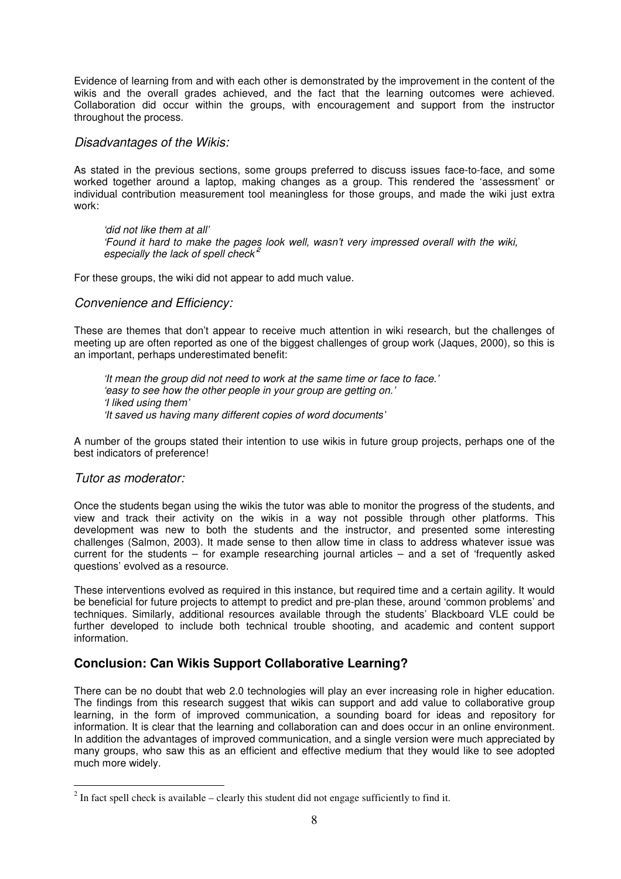Evidence of learning from and with each other is demonstrated by the improvement in the content of the wikis and the overall grades achieved, and the fact that the learning outcomes were achieved. Collaboration did occur within the groups, with encouragement and support from the instructor throughout the process.

### *Disadvantages of the Wikis:*

As stated in the previous sections, some groups preferred to discuss issues face-to-face, and some worked together around a laptop, making changes as a group. This rendered the 'assessment' or individual contribution measurement tool meaningless for those groups, and made the wiki just extra work:

> *'did not like them at all'*
> *'Found it hard to make the pages look well, wasn't very impressed overall with the wiki, especially the lack of spell check'*[2]

For these groups, the wiki did not appear to add much value.

### *Convenience and Efficiency:*

These are themes that don't appear to receive much attention in wiki research, but the challenges of meeting up are often reported as one of the biggest challenges of group work (Jaques, 2000), so this is an important, perhaps underestimated benefit:

> *'It mean the group did not need to work at the same time or face to face.'*
> *'easy to see how the other people in your group are getting on.'*
> *'I liked using them'*
> *'It saved us having many different copies of word documents'*

A number of the groups stated their intention to use wikis in future group projects, perhaps one of the best indicators of preference!

### *Tutor as moderator:*

Once the students began using the wikis the tutor was able to monitor the progress of the students, and view and track their activity on the wikis in a way not possible through other platforms. This development was new to both the students and the instructor, and presented some interesting challenges (Salmon, 2003). It made sense to then allow time in class to address whatever issue was current for the students – for example researching journal articles – and a set of 'frequently asked questions' evolved as a resource.

These interventions evolved as required in this instance, but required time and a certain agility. It would be beneficial for future projects to attempt to predict and pre-plan these, around 'common problems' and techniques. Similarly, additional resources available through the students' Blackboard VLE could be further developed to include both technical trouble shooting, and academic and content support information.

## **Conclusion: Can Wikis Support Collaborative Learning?**

There can be no doubt that web 2.0 technologies will play an ever increasing role in higher education. The findings from this research suggest that wikis can support and add value to collaborative group learning, in the form of improved communication, a sounding board for ideas and repository for information. It is clear that the learning and collaboration can and does occur in an online environment. In addition the advantages of improved communication, and a single version were much appreciated by many groups, who saw this as an efficient and effective medium that they would like to see adopted much more widely.

---

[2] In fact spell check is available – clearly this student did not engage sufficiently to find it.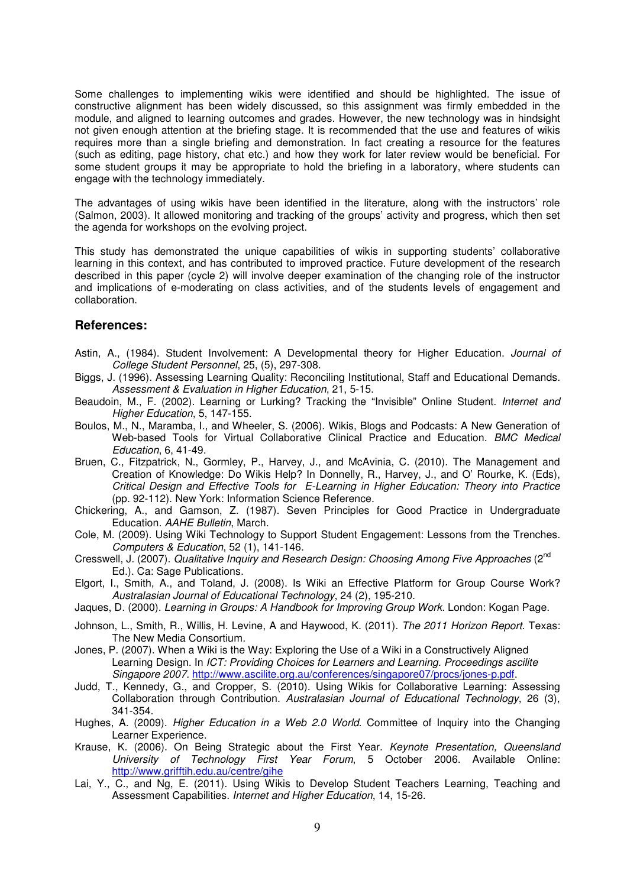Some challenges to implementing wikis were identified and should be highlighted. The issue of constructive alignment has been widely discussed, so this assignment was firmly embedded in the module, and aligned to learning outcomes and grades. However, the new technology was in hindsight not given enough attention at the briefing stage. It is recommended that the use and features of wikis requires more than a single briefing and demonstration. In fact creating a resource for the features (such as editing, page history, chat etc.) and how they work for later review would be beneficial. For some student groups it may be appropriate to hold the briefing in a laboratory, where students can engage with the technology immediately.

The advantages of using wikis have been identified in the literature, along with the instructors' role (Salmon, 2003). It allowed monitoring and tracking of the groups' activity and progress, which then set the agenda for workshops on the evolving project.

This study has demonstrated the unique capabilities of wikis in supporting students' collaborative learning in this context, and has contributed to improved practice. Future development of the research described in this paper (cycle 2) will involve deeper examination of the changing role of the instructor and implications of e-moderating on class activities, and of the students levels of engagement and collaboration.

## References:

Astin, A., (1984). Student Involvement: A Developmental theory for Higher Education. *Journal of College Student Personnel*, 25, (5), 297-308.

Biggs, J. (1996). Assessing Learning Quality: Reconciling Institutional, Staff and Educational Demands. *Assessment & Evaluation in Higher Education*, 21, 5-15.

Beaudoin, M., F. (2002). Learning or Lurking? Tracking the "Invisible" Online Student. *Internet and Higher Education*, 5, 147-155.

Boulos, M., N., Maramba, I., and Wheeler, S. (2006). Wikis, Blogs and Podcasts: A New Generation of Web-based Tools for Virtual Collaborative Clinical Practice and Education. *BMC Medical Education*, 6, 41-49.

Bruen, C., Fitzpatrick, N., Gormley, P., Harvey, J., and McAvinia, C. (2010). The Management and Creation of Knowledge: Do Wikis Help? In Donnelly, R., Harvey, J., and O' Rourke, K. (Eds), *Critical Design and Effective Tools for E-Learning in Higher Education: Theory into Practice* (pp. 92-112). New York: Information Science Reference.

Chickering, A., and Gamson, Z. (1987). Seven Principles for Good Practice in Undergraduate Education. *AAHE Bulletin*, March.

Cole, M. (2009). Using Wiki Technology to Support Student Engagement: Lessons from the Trenches. *Computers & Education*, 52 (1), 141-146.

Cresswell, J. (2007). *Qualitative Inquiry and Research Design: Choosing Among Five Approaches* (2nd Ed.). Ca: Sage Publications.

Elgort, I., Smith, A., and Toland, J. (2008). Is Wiki an Effective Platform for Group Course Work? *Australasian Journal of Educational Technology*, 24 (2), 195-210.

Jaques, D. (2000). *Learning in Groups: A Handbook for Improving Group Work*. London: Kogan Page.

Johnson, L., Smith, R., Willis, H. Levine, A and Haywood, K. (2011). *The 2011 Horizon Report*. Texas: The New Media Consortium.

Jones, P. (2007). When a Wiki is the Way: Exploring the Use of a Wiki in a Constructively Aligned Learning Design. In *ICT: Providing Choices for Learners and Learning. Proceedings ascilite Singapore 2007.* http://www.ascilite.org.au/conferences/singapore07/procs/jones-p.pdf.

Judd, T., Kennedy, G., and Cropper, S. (2010). Using Wikis for Collaborative Learning: Assessing Collaboration through Contribution. *Australasian Journal of Educational Technology*, 26 (3), 341-354.

Hughes, A. (2009). *Higher Education in a Web 2.0 World*. Committee of Inquiry into the Changing Learner Experience.

Krause, K. (2006). On Being Strategic about the First Year. *Keynote Presentation, Queensland University of Technology First Year Forum*, 5 October 2006. Available Online: http://www.grifftih.edu.au/centre/gihe

Lai, Y., C., and Ng, E. (2011). Using Wikis to Develop Student Teachers Learning, Teaching and Assessment Capabilities. *Internet and Higher Education*, 14, 15-26.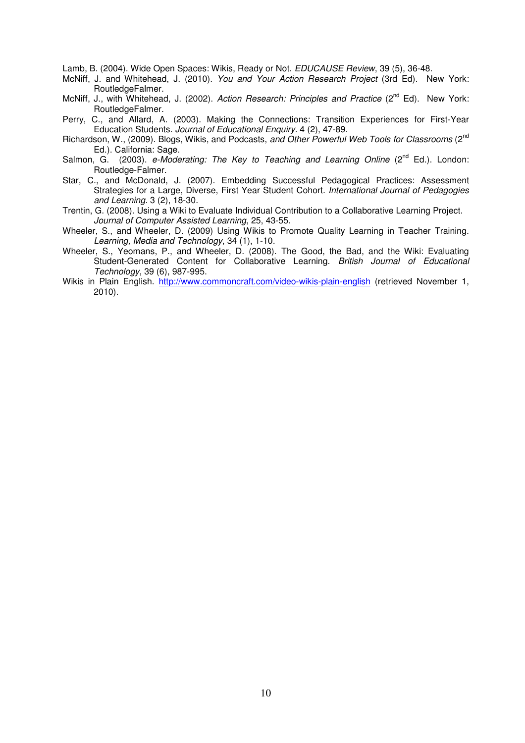Lamb, B. (2004). Wide Open Spaces: Wikis, Ready or Not. *EDUCAUSE Review*, 39 (5), 36-48.

McNiff, J. and Whitehead, J. (2010). *You and Your Action Research Project* (3rd Ed). New York: RoutledgeFalmer.

McNiff, J., with Whitehead, J. (2002). *Action Research: Principles and Practice* (2nd Ed). New York: RoutledgeFalmer.

Perry, C., and Allard, A. (2003). Making the Connections: Transition Experiences for First-Year Education Students. *Journal of Educational Enquiry*. 4 (2), 47-89.

Richardson, W., (2009). Blogs, Wikis, and Podcasts, *and Other Powerful Web Tools for Classrooms* (2nd Ed.). California: Sage.

Salmon, G. (2003). *e-Moderating: The Key to Teaching and Learning Online* (2nd Ed.). London: Routledge-Falmer.

Star, C., and McDonald, J. (2007). Embedding Successful Pedagogical Practices: Assessment Strategies for a Large, Diverse, First Year Student Cohort. *International Journal of Pedagogies and Learning*. 3 (2), 18-30.

Trentin, G. (2008). Using a Wiki to Evaluate Individual Contribution to a Collaborative Learning Project. *Journal of Computer Assisted Learning*, 25, 43-55.

Wheeler, S., and Wheeler, D. (2009) Using Wikis to Promote Quality Learning in Teacher Training. *Learning, Media and Technology*, 34 (1), 1-10.

Wheeler, S., Yeomans, P., and Wheeler, D. (2008). The Good, the Bad, and the Wiki: Evaluating Student-Generated Content for Collaborative Learning. *British Journal of Educational Technology*, 39 (6), 987-995.

Wikis in Plain English. http://www.commoncraft.com/video-wikis-plain-english (retrieved November 1, 2010).